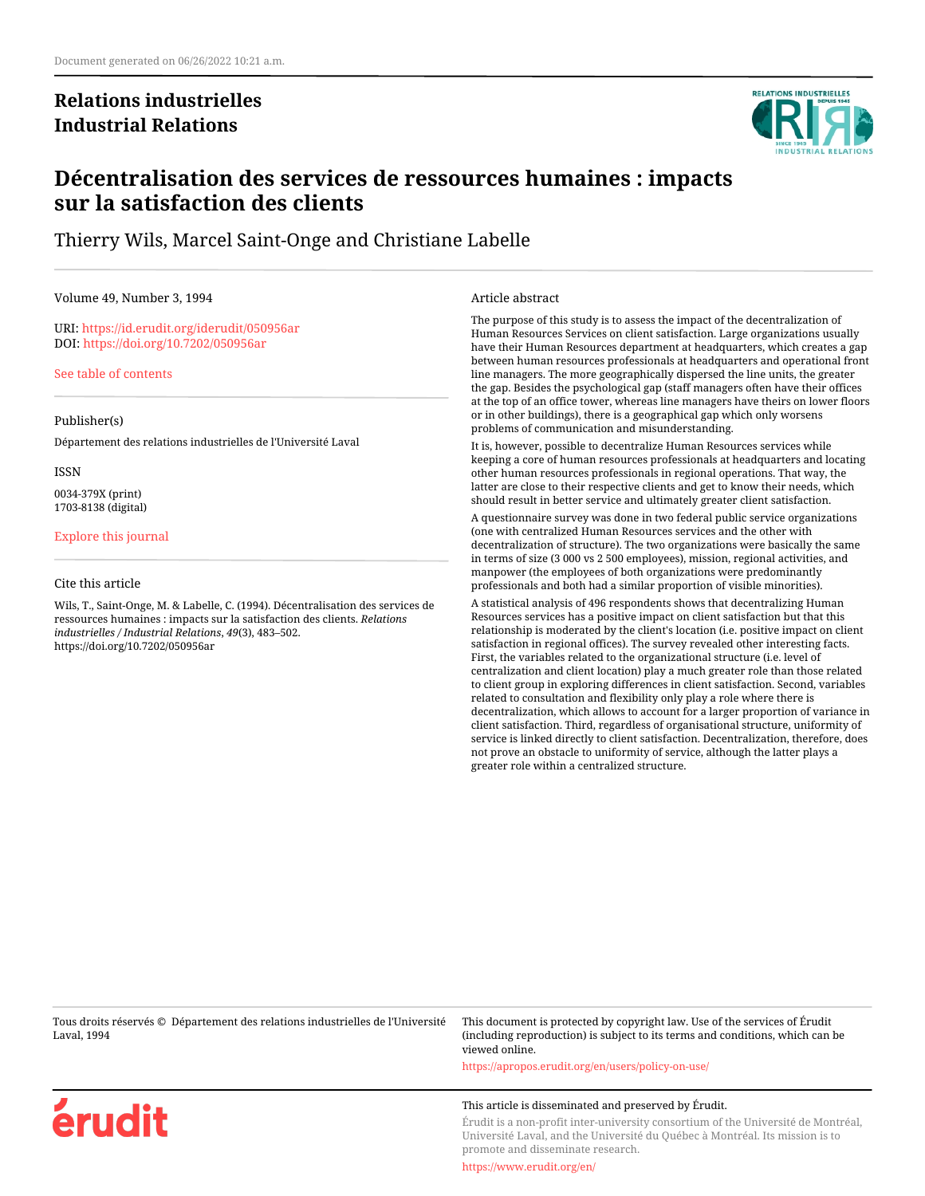Document generated on 06/26/2022 10:21 a.m.

**Relations industrielles**
**Industrial Relations**

# Décentralisation des services de ressources humaines : impacts sur la satisfaction des clients

Thierry Wils, Marcel Saint-Onge and Christiane Labelle

Volume 49, Number 3, 1994

URI: https://id.erudit.org/iderudit/050956ar
DOI: https://doi.org/10.7202/050956ar

See table of contents

Publisher(s)

Département des relations industrielles de l'Université Laval

ISSN

0034-379X (print)
1703-8138 (digital)

Explore this journal

Cite this article

Wils, T., Saint-Onge, M. & Labelle, C. (1994). Décentralisation des services de ressources humaines : impacts sur la satisfaction des clients. *Relations industrielles / Industrial Relations*, *49*(3), 483–502. https://doi.org/10.7202/050956ar

Article abstract

The purpose of this study is to assess the impact of the decentralization of Human Resources Services on client satisfaction. Large organizations usually have their Human Resources department at headquarters, which creates a gap between human resources professionals at headquarters and operational front line managers. The more geographically dispersed the line units, the greater the gap. Besides the psychological gap (staff managers often have their offices at the top of an office tower, whereas line managers have theirs on lower floors or in other buildings), there is a geographical gap which only worsens problems of communication and misunderstanding.

It is, however, possible to decentralize Human Resources services while keeping a core of human resources professionals at headquarters and locating other human resources professionals in regional operations. That way, the latter are close to their respective clients and get to know their needs, which should result in better service and ultimately greater client satisfaction.

A questionnaire survey was done in two federal public service organizations (one with centralized Human Resources services and the other with decentralization of structure). The two organizations were basically the same in terms of size (3 000 vs 2 500 employees), mission, regional activities, and manpower (the employees of both organizations were predominantly professionals and both had a similar proportion of visible minorities).

A statistical analysis of 496 respondents shows that decentralizing Human Resources services has a positive impact on client satisfaction but that this relationship is moderated by the client's location (i.e. positive impact on client satisfaction in regional offices). The survey revealed other interesting facts. First, the variables related to the organizational structure (i.e. level of centralization and client location) play a much greater role than those related to client group in exploring differences in client satisfaction. Second, variables related to consultation and flexibility only play a role where there is decentralization, which allows to account for a larger proportion of variance in client satisfaction. Third, regardless of organisational structure, uniformity of service is linked directly to client satisfaction. Decentralization, therefore, does not prove an obstacle to uniformity of service, although the latter plays a greater role within a centralized structure.

Tous droits réservés © Département des relations industrielles de l'Université Laval, 1994

This document is protected by copyright law. Use of the services of Érudit (including reproduction) is subject to its terms and conditions, which can be viewed online.

https://apropos.erudit.org/en/users/policy-on-use/

This article is disseminated and preserved by Érudit.

Érudit is a non-profit inter-university consortium of the Université de Montréal, Université Laval, and the Université du Québec à Montréal. Its mission is to promote and disseminate research.

https://www.erudit.org/en/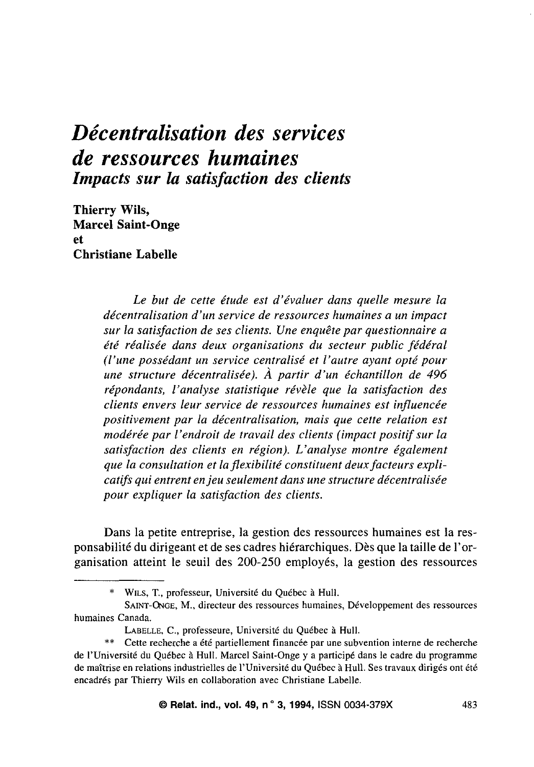# *Décentralisation des services de ressources humaines*

## *Impacts sur la satisfaction des clients*

**Thierry Wils, Marcel Saint-Onge et Christiane Labelle**

*Le but de cette étude est d'évaluer dans quelle mesure la décentralisation d'un service de ressources humaines a un impact sur la satisfaction de ses clients. Une enquête par questionnaire a été réalisée dans deux organisations du secteur public fédéral (l'une possédant un service centralisé et l'autre ayant opté pour une structure décentralisée). À partir d'un échantillon de 496 répondants, l'analyse statistique révèle que la satisfaction des clients envers leur service de ressources humaines est influencée positivement par la décentralisation, mais que cette relation est modérée par l'endroit de travail des clients (impact positif sur la satisfaction des clients en région). L'analyse montre également que la consultation et la flexibilité constituent deux facteurs explicatifs qui entrent en jeu seulement dans une structure décentralisée pour expliquer la satisfaction des clients.*

Dans la petite entreprise, la gestion des ressources humaines est la responsabilité du dirigeant et de ses cadres hiérarchiques. Dès que la taille de l'organisation atteint le seuil des 200-250 employés, la gestion des ressources

---

\* Wils, T., professeur, Université du Québec à Hull.

Saint-Onge, M., directeur des ressources humaines, Développement des ressources humaines Canada.

Labelle, C., professeure, Université du Québec à Hull.

\*\* Cette recherche a été partiellement financée par une subvention interne de recherche de l'Université du Québec à Hull. Marcel Saint-Onge y a participé dans le cadre du programme de maîtrise en relations industrielles de l'Université du Québec à Hull. Ses travaux dirigés ont été encadrés par Thierry Wils en collaboration avec Christiane Labelle.

© Relat. ind., vol. 49, n° 3, 1994, ISSN 0034-379X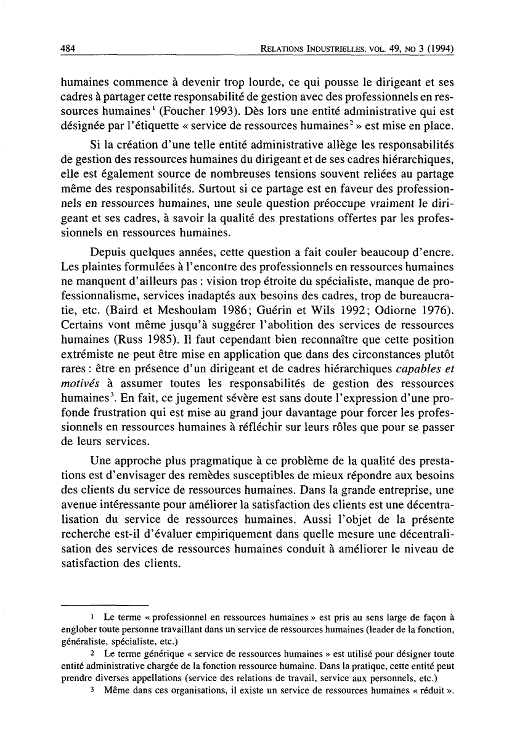humaines commence à devenir trop lourde, ce qui pousse le dirigeant et ses cadres à partager cette responsabilité de gestion avec des professionnels en ressources humaines[1] (Foucher 1993). Dès lors une entité administrative qui est désignée par l'étiquette « service de ressources humaines[2] » est mise en place.

Si la création d'une telle entité administrative allège les responsabilités de gestion des ressources humaines du dirigeant et de ses cadres hiérarchiques, elle est également source de nombreuses tensions souvent reliées au partage même des responsabilités. Surtout si ce partage est en faveur des professionnels en ressources humaines, une seule question préoccupe vraiment le dirigeant et ses cadres, à savoir la qualité des prestations offertes par les professionnels en ressources humaines.

Depuis quelques années, cette question a fait couler beaucoup d'encre. Les plaintes formulées à l'encontre des professionnels en ressources humaines ne manquent d'ailleurs pas : vision trop étroite du spécialiste, manque de professionnalisme, services inadaptés aux besoins des cadres, trop de bureaucratie, etc. (Baird et Meshoulam 1986; Guérin et Wils 1992; Odiorne 1976). Certains vont même jusqu'à suggérer l'abolition des services de ressources humaines (Russ 1985). Il faut cependant bien reconnaître que cette position extrémiste ne peut être mise en application que dans des circonstances plutôt rares : être en présence d'un dirigeant et de cadres hiérarchiques *capables et motivés* à assumer toutes les responsabilités de gestion des ressources humaines[3]. En fait, ce jugement sévère est sans doute l'expression d'une profonde frustration qui est mise au grand jour davantage pour forcer les professionnels en ressources humaines à réfléchir sur leurs rôles que pour se passer de leurs services.

Une approche plus pragmatique à ce problème de la qualité des prestations est d'envisager des remèdes susceptibles de mieux répondre aux besoins des clients du service de ressources humaines. Dans la grande entreprise, une avenue intéressante pour améliorer la satisfaction des clients est une décentralisation du service de ressources humaines. Aussi l'objet de la présente recherche est-il d'évaluer empiriquement dans quelle mesure une décentralisation des services de ressources humaines conduit à améliorer le niveau de satisfaction des clients.

---

[1] Le terme « professionnel en ressources humaines » est pris au sens large de façon à englober toute personne travaillant dans un service de ressources humaines (leader de la fonction, généraliste, spécialiste, etc.)

[2] Le terme générique « service de ressources humaines » est utilisé pour désigner toute entité administrative chargée de la fonction ressource humaine. Dans la pratique, cette entité peut prendre diverses appellations (service des relations de travail, service aux personnels, etc.)

[3] Même dans ces organisations, il existe un service de ressources humaines « réduit ».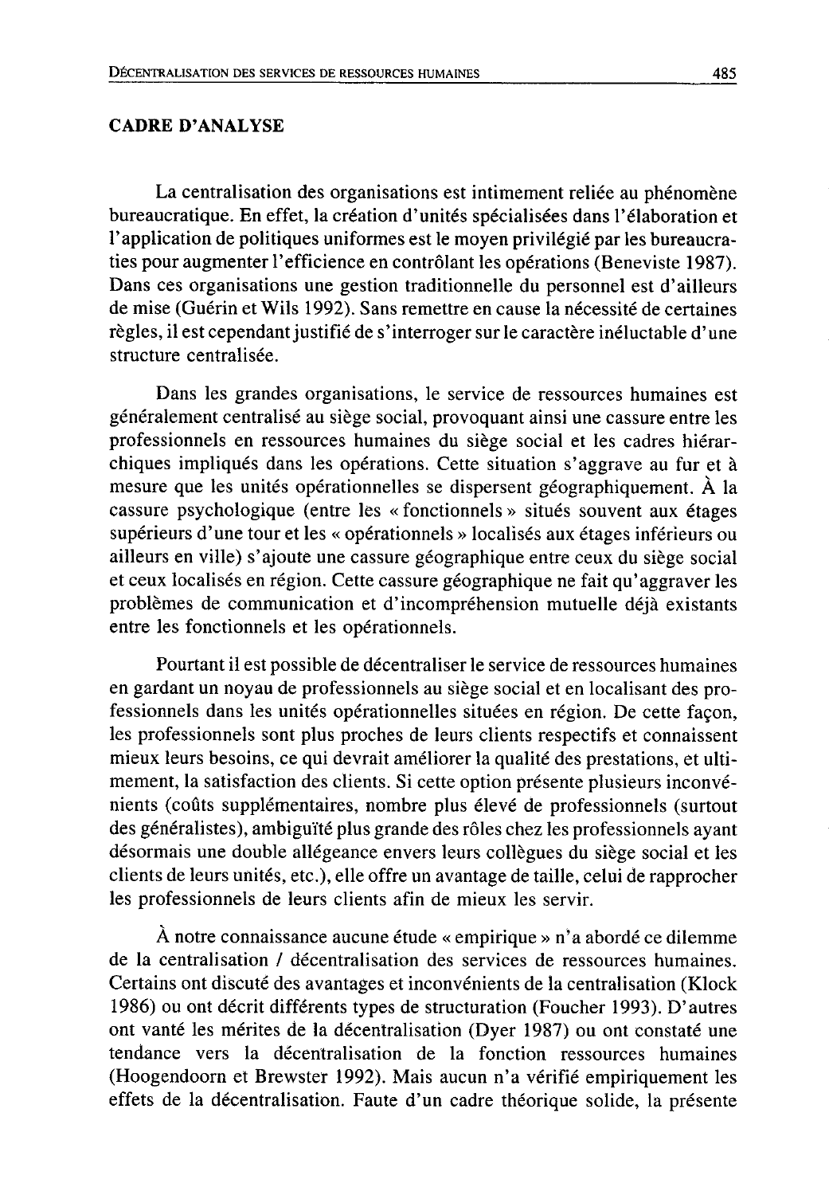## CADRE D'ANALYSE

La centralisation des organisations est intimement reliée au phénomène bureaucratique. En effet, la création d'unités spécialisées dans l'élaboration et l'application de politiques uniformes est le moyen privilégié par les bureaucraties pour augmenter l'efficience en contrôlant les opérations (Beneviste 1987). Dans ces organisations une gestion traditionnelle du personnel est d'ailleurs de mise (Guérin et Wils 1992). Sans remettre en cause la nécessité de certaines règles, il est cependant justifié de s'interroger sur le caractère inéluctable d'une structure centralisée.

Dans les grandes organisations, le service de ressources humaines est généralement centralisé au siège social, provoquant ainsi une cassure entre les professionnels en ressources humaines du siège social et les cadres hiérarchiques impliqués dans les opérations. Cette situation s'aggrave au fur et à mesure que les unités opérationnelles se dispersent géographiquement. À la cassure psychologique (entre les « fonctionnels » situés souvent aux étages supérieurs d'une tour et les « opérationnels » localisés aux étages inférieurs ou ailleurs en ville) s'ajoute une cassure géographique entre ceux du siège social et ceux localisés en région. Cette cassure géographique ne fait qu'aggraver les problèmes de communication et d'incompréhension mutuelle déjà existants entre les fonctionnels et les opérationnels.

Pourtant il est possible de décentraliser le service de ressources humaines en gardant un noyau de professionnels au siège social et en localisant des professionnels dans les unités opérationnelles situées en région. De cette façon, les professionnels sont plus proches de leurs clients respectifs et connaissent mieux leurs besoins, ce qui devrait améliorer la qualité des prestations, et ultimement, la satisfaction des clients. Si cette option présente plusieurs inconvénients (coûts supplémentaires, nombre plus élevé de professionnels (surtout des généralistes), ambiguïté plus grande des rôles chez les professionnels ayant désormais une double allégeance envers leurs collègues du siège social et les clients de leurs unités, etc.), elle offre un avantage de taille, celui de rapprocher les professionnels de leurs clients afin de mieux les servir.

À notre connaissance aucune étude « empirique » n'a abordé ce dilemme de la centralisation / décentralisation des services de ressources humaines. Certains ont discuté des avantages et inconvénients de la centralisation (Klock 1986) ou ont décrit différents types de structuration (Foucher 1993). D'autres ont vanté les mérites de la décentralisation (Dyer 1987) ou ont constaté une tendance vers la décentralisation de la fonction ressources humaines (Hoogendoorn et Brewster 1992). Mais aucun n'a vérifié empiriquement les effets de la décentralisation. Faute d'un cadre théorique solide, la présente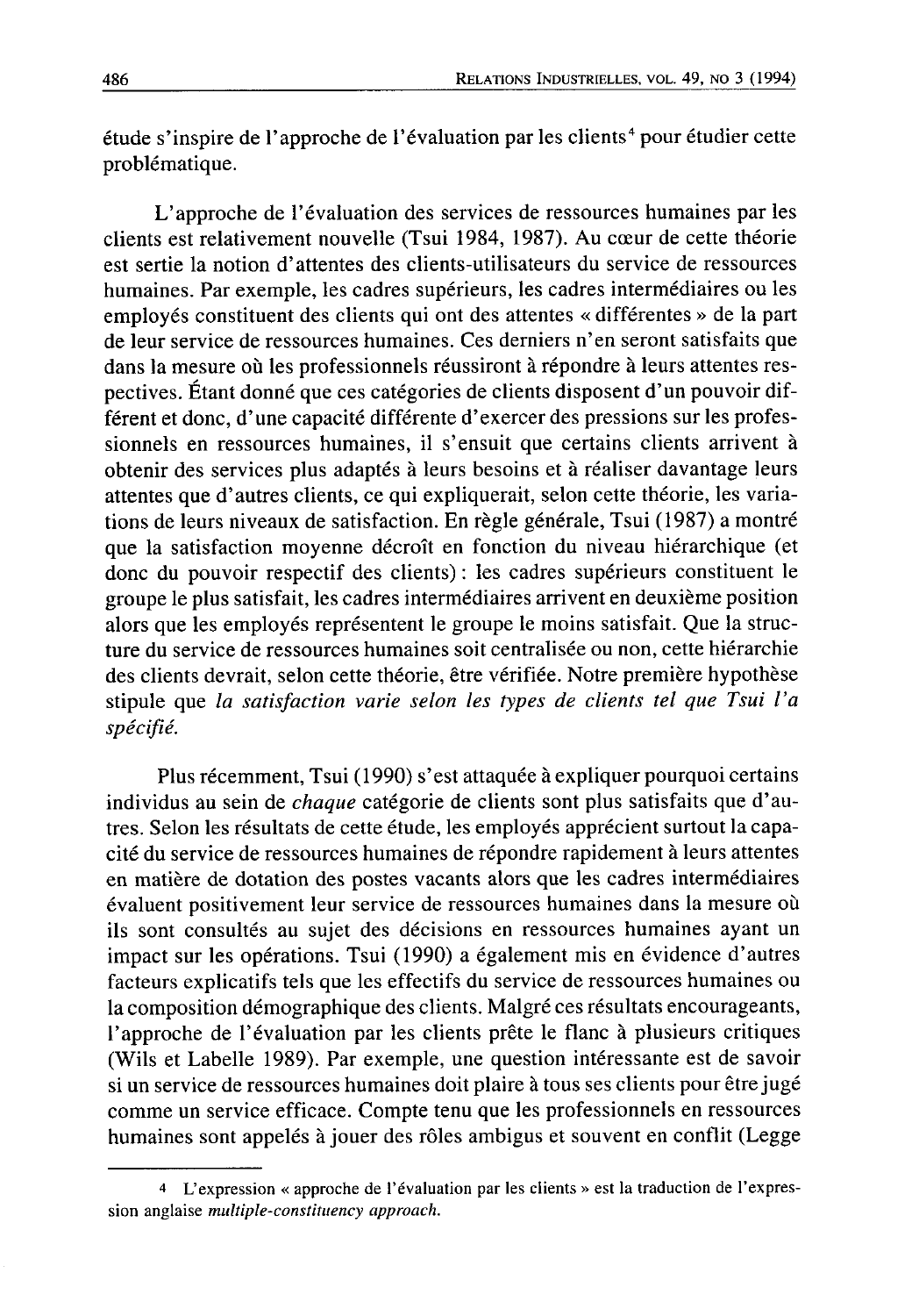étude s'inspire de l'approche de l'évaluation par les clients[4] pour étudier cette problématique.

L'approche de l'évaluation des services de ressources humaines par les clients est relativement nouvelle (Tsui 1984, 1987). Au cœur de cette théorie est sertie la notion d'attentes des clients-utilisateurs du service de ressources humaines. Par exemple, les cadres supérieurs, les cadres intermédiaires ou les employés constituent des clients qui ont des attentes « différentes » de la part de leur service de ressources humaines. Ces derniers n'en seront satisfaits que dans la mesure où les professionnels réussiront à répondre à leurs attentes respectives. Étant donné que ces catégories de clients disposent d'un pouvoir différent et donc, d'une capacité différente d'exercer des pressions sur les professionnels en ressources humaines, il s'ensuit que certains clients arrivent à obtenir des services plus adaptés à leurs besoins et à réaliser davantage leurs attentes que d'autres clients, ce qui expliquerait, selon cette théorie, les variations de leurs niveaux de satisfaction. En règle générale, Tsui (1987) a montré que la satisfaction moyenne décroît en fonction du niveau hiérarchique (et donc du pouvoir respectif des clients) : les cadres supérieurs constituent le groupe le plus satisfait, les cadres intermédiaires arrivent en deuxième position alors que les employés représentent le groupe le moins satisfait. Que la structure du service de ressources humaines soit centralisée ou non, cette hiérarchie des clients devrait, selon cette théorie, être vérifiée. Notre première hypothèse stipule que *la satisfaction varie selon les types de clients tel que Tsui l'a spécifié.*

Plus récemment, Tsui (1990) s'est attaquée à expliquer pourquoi certains individus au sein de *chaque* catégorie de clients sont plus satisfaits que d'autres. Selon les résultats de cette étude, les employés apprécient surtout la capacité du service de ressources humaines de répondre rapidement à leurs attentes en matière de dotation des postes vacants alors que les cadres intermédiaires évaluent positivement leur service de ressources humaines dans la mesure où ils sont consultés au sujet des décisions en ressources humaines ayant un impact sur les opérations. Tsui (1990) a également mis en évidence d'autres facteurs explicatifs tels que les effectifs du service de ressources humaines ou la composition démographique des clients. Malgré ces résultats encourageants, l'approche de l'évaluation par les clients prête le flanc à plusieurs critiques (Wils et Labelle 1989). Par exemple, une question intéressante est de savoir si un service de ressources humaines doit plaire à tous ses clients pour être jugé comme un service efficace. Compte tenu que les professionnels en ressources humaines sont appelés à jouer des rôles ambigus et souvent en conflit (Legge

---

[4] L'expression « approche de l'évaluation par les clients » est la traduction de l'expression anglaise *multiple-constituency approach.*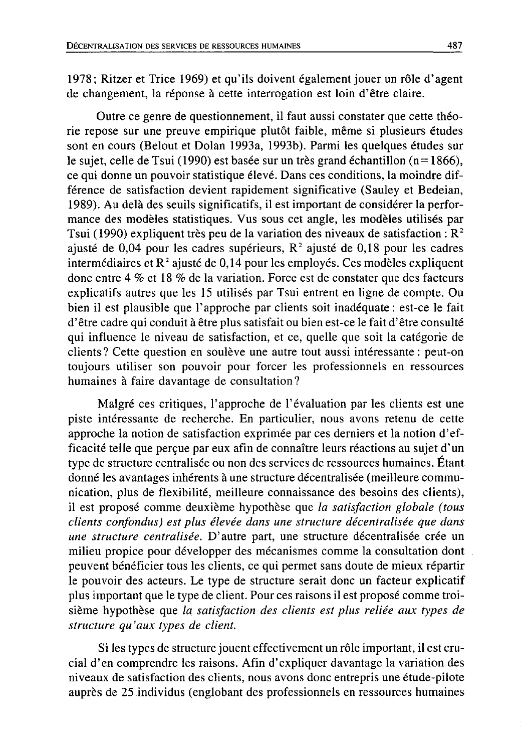1978; Ritzer et Trice 1969) et qu'ils doivent également jouer un rôle d'agent de changement, la réponse à cette interrogation est loin d'être claire.

Outre ce genre de questionnement, il faut aussi constater que cette théorie repose sur une preuve empirique plutôt faible, même si plusieurs études sont en cours (Belout et Dolan 1993a, 1993b). Parmi les quelques études sur le sujet, celle de Tsui (1990) est basée sur un très grand échantillon (n = 1866), ce qui donne un pouvoir statistique élevé. Dans ces conditions, la moindre différence de satisfaction devient rapidement significative (Sauley et Bedeian, 1989). Au delà des seuils significatifs, il est important de considérer la performance des modèles statistiques. Vus sous cet angle, les modèles utilisés par Tsui (1990) expliquent très peu de la variation des niveaux de satisfaction : $R^2$ ajusté de 0,04 pour les cadres supérieurs, $R^2$ ajusté de 0,18 pour les cadres intermédiaires et $R^2$ ajusté de 0,14 pour les employés. Ces modèles expliquent donc entre 4 % et 18 % de la variation. Force est de constater que des facteurs explicatifs autres que les 15 utilisés par Tsui entrent en ligne de compte. Ou bien il est plausible que l'approche par clients soit inadéquate : est-ce le fait d'être cadre qui conduit à être plus satisfait ou bien est-ce le fait d'être consulté qui influence le niveau de satisfaction, et ce, quelle que soit la catégorie de clients ? Cette question en soulève une autre tout aussi intéressante : peut-on toujours utiliser son pouvoir pour forcer les professionnels en ressources humaines à faire davantage de consultation ?

Malgré ces critiques, l'approche de l'évaluation par les clients est une piste intéressante de recherche. En particulier, nous avons retenu de cette approche la notion de satisfaction exprimée par ces derniers et la notion d'efficacité telle que perçue par eux afin de connaître leurs réactions au sujet d'un type de structure centralisée ou non des services de ressources humaines. Étant donné les avantages inhérents à une structure décentralisée (meilleure communication, plus de flexibilité, meilleure connaissance des besoins des clients), il est proposé comme deuxième hypothèse que *la satisfaction globale (tous clients confondus) est plus élevée dans une structure décentralisée que dans une structure centralisée.* D'autre part, une structure décentralisée crée un milieu propice pour développer des mécanismes comme la consultation dont peuvent bénéficier tous les clients, ce qui permet sans doute de mieux répartir le pouvoir des acteurs. Le type de structure serait donc un facteur explicatif plus important que le type de client. Pour ces raisons il est proposé comme troisième hypothèse que *la satisfaction des clients est plus reliée aux types de structure qu'aux types de client.*

Si les types de structure jouent effectivement un rôle important, il est crucial d'en comprendre les raisons. Afin d'expliquer davantage la variation des niveaux de satisfaction des clients, nous avons donc entrepris une étude-pilote auprès de 25 individus (englobant des professionnels en ressources humaines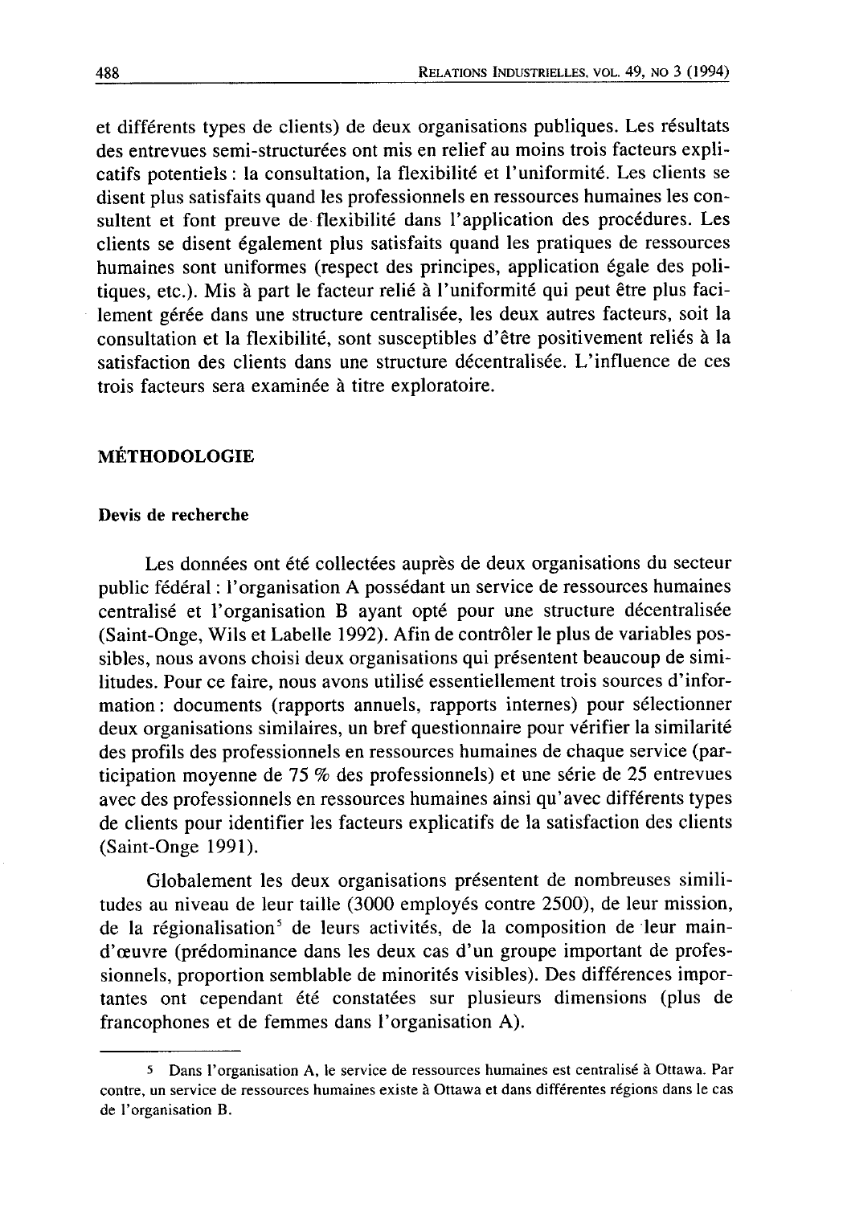et différents types de clients) de deux organisations publiques. Les résultats des entrevues semi-structurées ont mis en relief au moins trois facteurs explicatifs potentiels : la consultation, la flexibilité et l'uniformité. Les clients se disent plus satisfaits quand les professionnels en ressources humaines les consultent et font preuve de flexibilité dans l'application des procédures. Les clients se disent également plus satisfaits quand les pratiques de ressources humaines sont uniformes (respect des principes, application égale des politiques, etc.). Mis à part le facteur relié à l'uniformité qui peut être plus facilement gérée dans une structure centralisée, les deux autres facteurs, soit la consultation et la flexibilité, sont susceptibles d'être positivement reliés à la satisfaction des clients dans une structure décentralisée. L'influence de ces trois facteurs sera examinée à titre exploratoire.

## MÉTHODOLOGIE

### Devis de recherche

Les données ont été collectées auprès de deux organisations du secteur public fédéral : l'organisation A possédant un service de ressources humaines centralisé et l'organisation B ayant opté pour une structure décentralisée (Saint-Onge, Wils et Labelle 1992). Afin de contrôler le plus de variables possibles, nous avons choisi deux organisations qui présentent beaucoup de similitudes. Pour ce faire, nous avons utilisé essentiellement trois sources d'information : documents (rapports annuels, rapports internes) pour sélectionner deux organisations similaires, un bref questionnaire pour vérifier la similarité des profils des professionnels en ressources humaines de chaque service (participation moyenne de 75 % des professionnels) et une série de 25 entrevues avec des professionnels en ressources humaines ainsi qu'avec différents types de clients pour identifier les facteurs explicatifs de la satisfaction des clients (Saint-Onge 1991).

Globalement les deux organisations présentent de nombreuses similitudes au niveau de leur taille (3000 employés contre 2500), de leur mission, de la régionalisation[5] de leurs activités, de la composition de leur main-d'œuvre (prédominance dans les deux cas d'un groupe important de professionnels, proportion semblable de minorités visibles). Des différences importantes ont cependant été constatées sur plusieurs dimensions (plus de francophones et de femmes dans l'organisation A).

---

[5] Dans l'organisation A, le service de ressources humaines est centralisé à Ottawa. Par contre, un service de ressources humaines existe à Ottawa et dans différentes régions dans le cas de l'organisation B.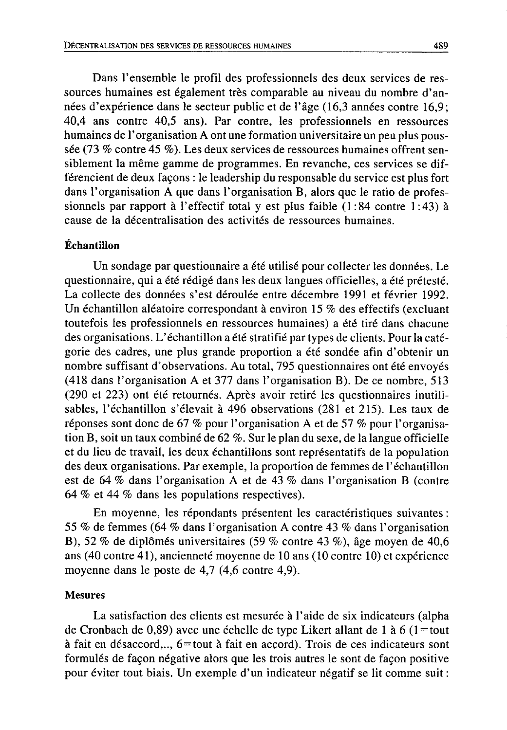Dans l'ensemble le profil des professionnels des deux services de ressources humaines est également très comparable au niveau du nombre d'années d'expérience dans le secteur public et de l'âge (16,3 années contre 16,9; 40,4 ans contre 40,5 ans). Par contre, les professionnels en ressources humaines de l'organisation A ont une formation universitaire un peu plus poussée (73 % contre 45 %). Les deux services de ressources humaines offrent sensiblement la même gamme de programmes. En revanche, ces services se différencient de deux façons : le leadership du responsable du service est plus fort dans l'organisation A que dans l'organisation B, alors que le ratio de professionnels par rapport à l'effectif total y est plus faible (1:84 contre 1:43) à cause de la décentralisation des activités de ressources humaines.

### Échantillon

Un sondage par questionnaire a été utilisé pour collecter les données. Le questionnaire, qui a été rédigé dans les deux langues officielles, a été prétesté. La collecte des données s'est déroulée entre décembre 1991 et février 1992. Un échantillon aléatoire correspondant à environ 15 % des effectifs (excluant toutefois les professionnels en ressources humaines) a été tiré dans chacune des organisations. L'échantillon a été stratifié par types de clients. Pour la catégorie des cadres, une plus grande proportion a été sondée afin d'obtenir un nombre suffisant d'observations. Au total, 795 questionnaires ont été envoyés (418 dans l'organisation A et 377 dans l'organisation B). De ce nombre, 513 (290 et 223) ont été retournés. Après avoir retiré les questionnaires inutilisables, l'échantillon s'élevait à 496 observations (281 et 215). Les taux de réponses sont donc de 67 % pour l'organisation A et de 57 % pour l'organisation B, soit un taux combiné de 62 %. Sur le plan du sexe, de la langue officielle et du lieu de travail, les deux échantillons sont représentatifs de la population des deux organisations. Par exemple, la proportion de femmes de l'échantillon est de 64 % dans l'organisation A et de 43 % dans l'organisation B (contre 64 % et 44 % dans les populations respectives).

En moyenne, les répondants présentent les caractéristiques suivantes : 55 % de femmes (64 % dans l'organisation A contre 43 % dans l'organisation B), 52 % de diplômés universitaires (59 % contre 43 %), âge moyen de 40,6 ans (40 contre 41), ancienneté moyenne de 10 ans (10 contre 10) et expérience moyenne dans le poste de 4,7 (4,6 contre 4,9).

### Mesures

La satisfaction des clients est mesurée à l'aide de six indicateurs (alpha de Cronbach de 0,89) avec une échelle de type Likert allant de 1 à 6 (1=tout à fait en désaccord,.., 6=tout à fait en accord). Trois de ces indicateurs sont formulés de façon négative alors que les trois autres le sont de façon positive pour éviter tout biais. Un exemple d'un indicateur négatif se lit comme suit :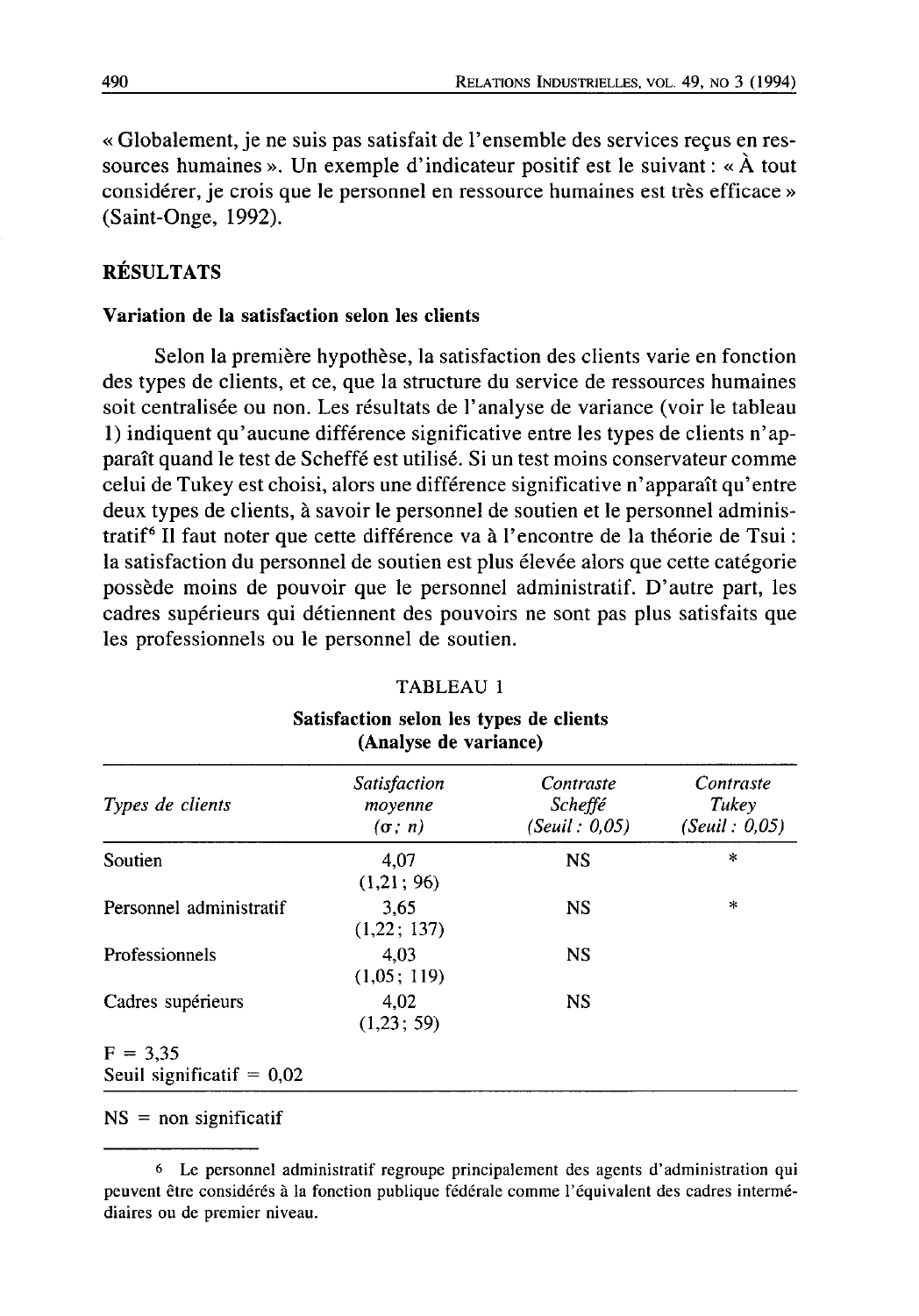« Globalement, je ne suis pas satisfait de l'ensemble des services reçus en ressources humaines ». Un exemple d'indicateur positif est le suivant : « À tout considérer, je crois que le personnel en ressource humaines est très efficace » (Saint-Onge, 1992).

## RÉSULTATS

### Variation de la satisfaction selon les clients

Selon la première hypothèse, la satisfaction des clients varie en fonction des types de clients, et ce, que la structure du service de ressources humaines soit centralisée ou non. Les résultats de l'analyse de variance (voir le tableau 1) indiquent qu'aucune différence significative entre les types de clients n'apparaît quand le test de Scheffé est utilisé. Si un test moins conservateur comme celui de Tukey est choisi, alors une différence significative n'apparaît qu'entre deux types de clients, à savoir le personnel de soutien et le personnel administratif[6] Il faut noter que cette différence va à l'encontre de la théorie de Tsui : la satisfaction du personnel de soutien est plus élevée alors que cette catégorie possède moins de pouvoir que le personnel administratif. D'autre part, les cadres supérieurs qui détiennent des pouvoirs ne sont pas plus satisfaits que les professionnels ou le personnel de soutien.

TABLEAU 1

**Satisfaction selon les types de clients (Analyse de variance)**

| *Types de clients* | *Satisfaction moyenne* ($\sigma$ ; $n$) | *Contraste Scheffé (Seuil : 0,05)* | *Contraste Tukey (Seuil : 0,05)* |
|---|---|---|---|
| Soutien | 4,07 (1,21 ; 96) | NS | * |
| Personnel administratif | 3,65 (1,22 ; 137) | NS | * |
| Professionnels | 4,03 (1,05 ; 119) | NS | |
| Cadres supérieurs | 4,02 (1,23 ; 59) | NS | |
| F = 3,35 | | | |
| Seuil significatif = 0,02 | | | |

NS = non significatif

[6] Le personnel administratif regroupe principalement des agents d'administration qui peuvent être considérés à la fonction publique fédérale comme l'équivalent des cadres intermédiaires ou de premier niveau.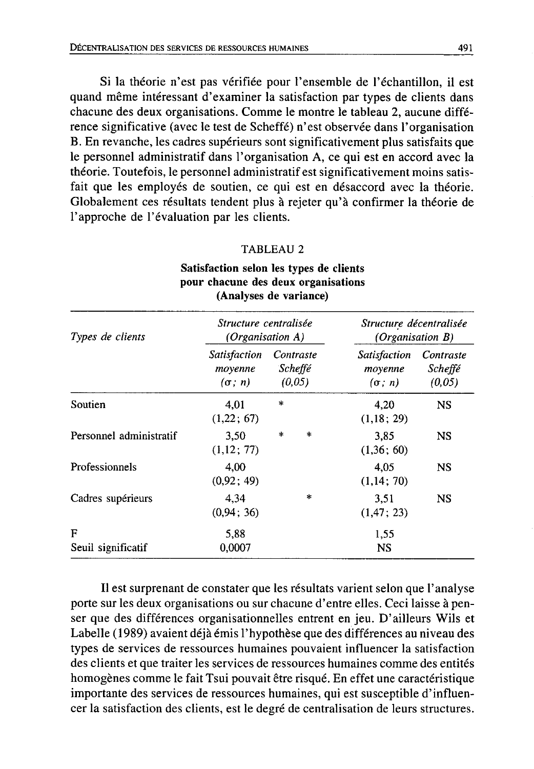Si la théorie n'est pas vérifiée pour l'ensemble de l'échantillon, il est quand même intéressant d'examiner la satisfaction par types de clients dans chacune des deux organisations. Comme le montre le tableau 2, aucune différence significative (avec le test de Scheffé) n'est observée dans l'organisation B. En revanche, les cadres supérieurs sont significativement plus satisfaits que le personnel administratif dans l'organisation A, ce qui est en accord avec la théorie. Toutefois, le personnel administratif est significativement moins satisfait que les employés de soutien, ce qui est en désaccord avec la théorie. Globalement ces résultats tendent plus à rejeter qu'à confirmer la théorie de l'approche de l'évaluation par les clients.

TABLEAU 2

**Satisfaction selon les types de clients pour chacune des deux organisations (Analyses de variance)**

| *Types de clients* | *Structure centralisée (Organisation A)* | | | *Structure décentralisée (Organisation B)* | |
|---|---|---|---|---|---|
| | *Satisfaction moyenne* ($\sigma$; $n$) | *Contraste Scheffé (0,05)* | | *Satisfaction moyenne* ($\sigma$; $n$) | *Contraste Scheffé (0,05)* |
| Soutien | 4,01 (1,22; 67) | * | | 4,20 (1,18; 29) | NS |
| Personnel administratif | 3,50 (1,12; 77) | * | * | 3,85 (1,36; 60) | NS |
| Professionnels | 4,00 (0,92; 49) | | | 4,05 (1,14; 70) | NS |
| Cadres supérieurs | 4,34 (0,94; 36) | | * | 3,51 (1,47; 23) | NS |
| F | 5,88 | | | 1,55 | |
| Seuil significatif | 0,0007 | | | NS | |

Il est surprenant de constater que les résultats varient selon que l'analyse porte sur les deux organisations ou sur chacune d'entre elles. Ceci laisse à penser que des différences organisationnelles entrent en jeu. D'ailleurs Wils et Labelle (1989) avaient déjà émis l'hypothèse que des différences au niveau des types de services de ressources humaines pouvaient influencer la satisfaction des clients et que traiter les services de ressources humaines comme des entités homogènes comme le fait Tsui pouvait être risqué. En effet une caractéristique importante des services de ressources humaines, qui est susceptible d'influencer la satisfaction des clients, est le degré de centralisation de leurs structures.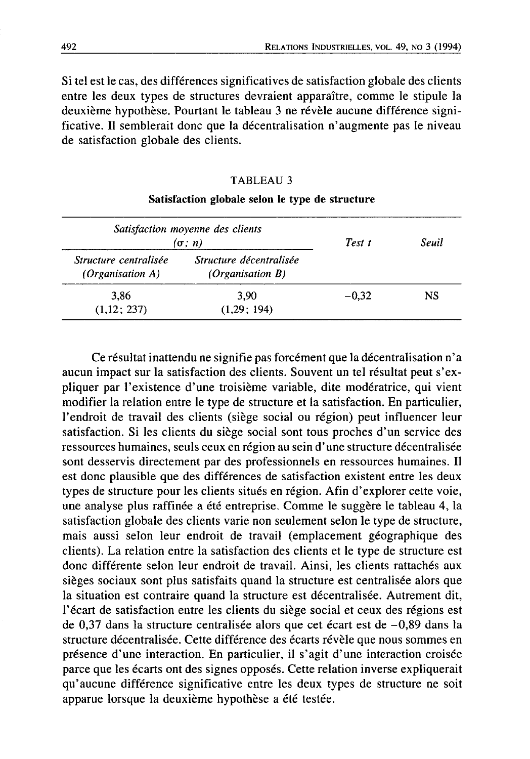Si tel est le cas, des différences significatives de satisfaction globale des clients entre les deux types de structures devraient apparaître, comme le stipule la deuxième hypothèse. Pourtant le tableau 3 ne révèle aucune différence significative. Il semblerait donc que la décentralisation n'augmente pas le niveau de satisfaction globale des clients.

TABLEAU 3

**Satisfaction globale selon le type de structure**

| *Satisfaction moyenne des clients ($\sigma$; $n$)* | | *Test t* | *Seuil* |
|---|---|---|---|
| *Structure centralisée (Organisation A)* | *Structure décentralisée (Organisation B)* | | |
| 3,86 (1,12; 237) | 3,90 (1,29; 194) | −0,32 | NS |

Ce résultat inattendu ne signifie pas forcément que la décentralisation n'a aucun impact sur la satisfaction des clients. Souvent un tel résultat peut s'expliquer par l'existence d'une troisième variable, dite modératrice, qui vient modifier la relation entre le type de structure et la satisfaction. En particulier, l'endroit de travail des clients (siège social ou région) peut influencer leur satisfaction. Si les clients du siège social sont tous proches d'un service des ressources humaines, seuls ceux en région au sein d'une structure décentralisée sont desservis directement par des professionnels en ressources humaines. Il est donc plausible que des différences de satisfaction existent entre les deux types de structure pour les clients situés en région. Afin d'explorer cette voie, une analyse plus raffinée a été entreprise. Comme le suggère le tableau 4, la satisfaction globale des clients varie non seulement selon le type de structure, mais aussi selon leur endroit de travail (emplacement géographique des clients). La relation entre la satisfaction des clients et le type de structure est donc différente selon leur endroit de travail. Ainsi, les clients rattachés aux sièges sociaux sont plus satisfaits quand la structure est centralisée alors que la situation est contraire quand la structure est décentralisée. Autrement dit, l'écart de satisfaction entre les clients du siège social et ceux des régions est de 0,37 dans la structure centralisée alors que cet écart est de −0,89 dans la structure décentralisée. Cette différence des écarts révèle que nous sommes en présence d'une interaction. En particulier, il s'agit d'une interaction croisée parce que les écarts ont des signes opposés. Cette relation inverse expliquerait qu'aucune différence significative entre les deux types de structure ne soit apparue lorsque la deuxième hypothèse a été testée.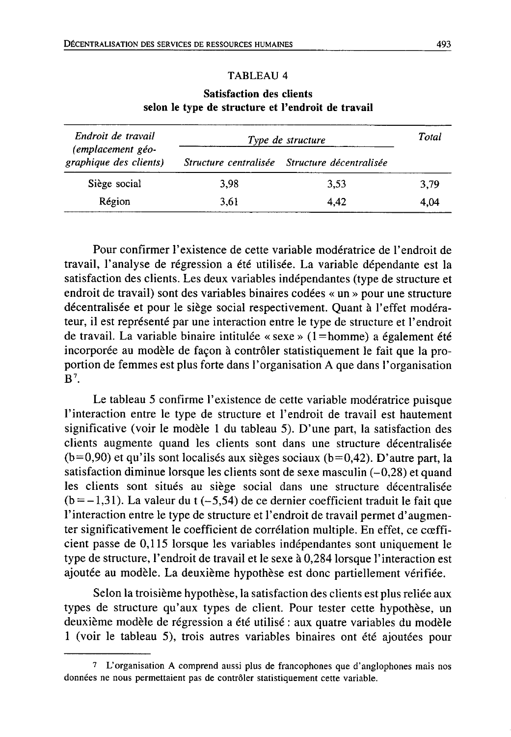TABLEAU 4

**Satisfaction des clients selon le type de structure et l'endroit de travail**

| *Endroit de travail (emplacement géographique des clients)* | *Type de structure* | | *Total* |
|---|---|---|---|
| | *Structure centralisée* | *Structure décentralisée* | |
| Siège social | 3,98 | 3,53 | 3,79 |
| Région | 3,61 | 4,42 | 4,04 |

Pour confirmer l'existence de cette variable modératrice de l'endroit de travail, l'analyse de régression a été utilisée. La variable dépendante est la satisfaction des clients. Les deux variables indépendantes (type de structure et endroit de travail) sont des variables binaires codées « un » pour une structure décentralisée et pour le siège social respectivement. Quant à l'effet modérateur, il est représenté par une interaction entre le type de structure et l'endroit de travail. La variable binaire intitulée « sexe » (1=homme) a également été incorporée au modèle de façon à contrôler statistiquement le fait que la proportion de femmes est plus forte dans l'organisation A que dans l'organisation B[7].

Le tableau 5 confirme l'existence de cette variable modératrice puisque l'interaction entre le type de structure et l'endroit de travail est hautement significative (voir le modèle 1 du tableau 5). D'une part, la satisfaction des clients augmente quand les clients sont dans une structure décentralisée (b=0,90) et qu'ils sont localisés aux sièges sociaux (b=0,42). D'autre part, la satisfaction diminue lorsque les clients sont de sexe masculin (–0,28) et quand les clients sont situés au siège social dans une structure décentralisée (b=–1,31). La valeur du t (–5,54) de ce dernier coefficient traduit le fait que l'interaction entre le type de structure et l'endroit de travail permet d'augmenter significativement le coefficient de corrélation multiple. En effet, ce coefficient passe de 0,115 lorsque les variables indépendantes sont uniquement le type de structure, l'endroit de travail et le sexe à 0,284 lorsque l'interaction est ajoutée au modèle. La deuxième hypothèse est donc partiellement vérifiée.

Selon la troisième hypothèse, la satisfaction des clients est plus reliée aux types de structure qu'aux types de client. Pour tester cette hypothèse, un deuxième modèle de régression a été utilisé : aux quatre variables du modèle 1 (voir le tableau 5), trois autres variables binaires ont été ajoutées pour

---

[7] L'organisation A comprend aussi plus de francophones que d'anglophones mais nos données ne nous permettaient pas de contrôler statistiquement cette variable.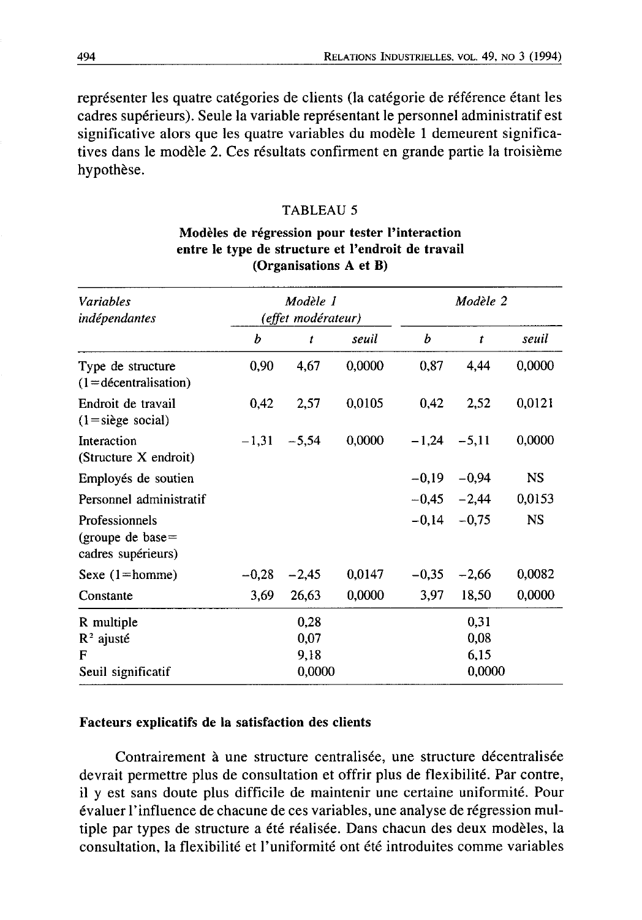représenter les quatre catégories de clients (la catégorie de référence étant les cadres supérieurs). Seule la variable représentant le personnel administratif est significative alors que les quatre variables du modèle 1 demeurent significatives dans le modèle 2. Ces résultats confirment en grande partie la troisième hypothèse.

TABLEAU 5

**Modèles de régression pour tester l'interaction entre le type de structure et l'endroit de travail (Organisations A et B)**

| *Variables indépendantes* | *Modèle 1 (effet modérateur)* | | | *Modèle 2* | | |
|---|---|---|---|---|---|---|
| | *b* | *t* | *seuil* | *b* | *t* | *seuil* |
| Type de structure (1=décentralisation) | 0,90 | 4,67 | 0,0000 | 0,87 | 4,44 | 0,0000 |
| Endroit de travail (1=siège social) | 0,42 | 2,57 | 0,0105 | 0,42 | 2,52 | 0,0121 |
| Interaction (Structure X endroit) | −1,31 | −5,54 | 0,0000 | −1,24 | −5,11 | 0,0000 |
| Employés de soutien | | | | −0,19 | −0,94 | NS |
| Personnel administratif | | | | −0,45 | −2,44 | 0,0153 |
| Professionnels (groupe de base= cadres supérieurs) | | | | −0,14 | −0,75 | NS |
| Sexe (1=homme) | −0,28 | −2,45 | 0,0147 | −0,35 | −2,66 | 0,0082 |
| Constante | 3,69 | 26,63 | 0,0000 | 3,97 | 18,50 | 0,0000 |
| R multiple | | 0,28 | | | 0,31 | |
| $R^2$ ajusté | | 0,07 | | | 0,08 | |
| F | | 9,18 | | | 6,15 | |
| Seuil significatif | | 0,0000 | | | 0,0000 | |

**Facteurs explicatifs de la satisfaction des clients**

Contrairement à une structure centralisée, une structure décentralisée devrait permettre plus de consultation et offrir plus de flexibilité. Par contre, il y est sans doute plus difficile de maintenir une certaine uniformité. Pour évaluer l'influence de chacune de ces variables, une analyse de régression multiple par types de structure a été réalisée. Dans chacun des deux modèles, la consultation, la flexibilité et l'uniformité ont été introduites comme variables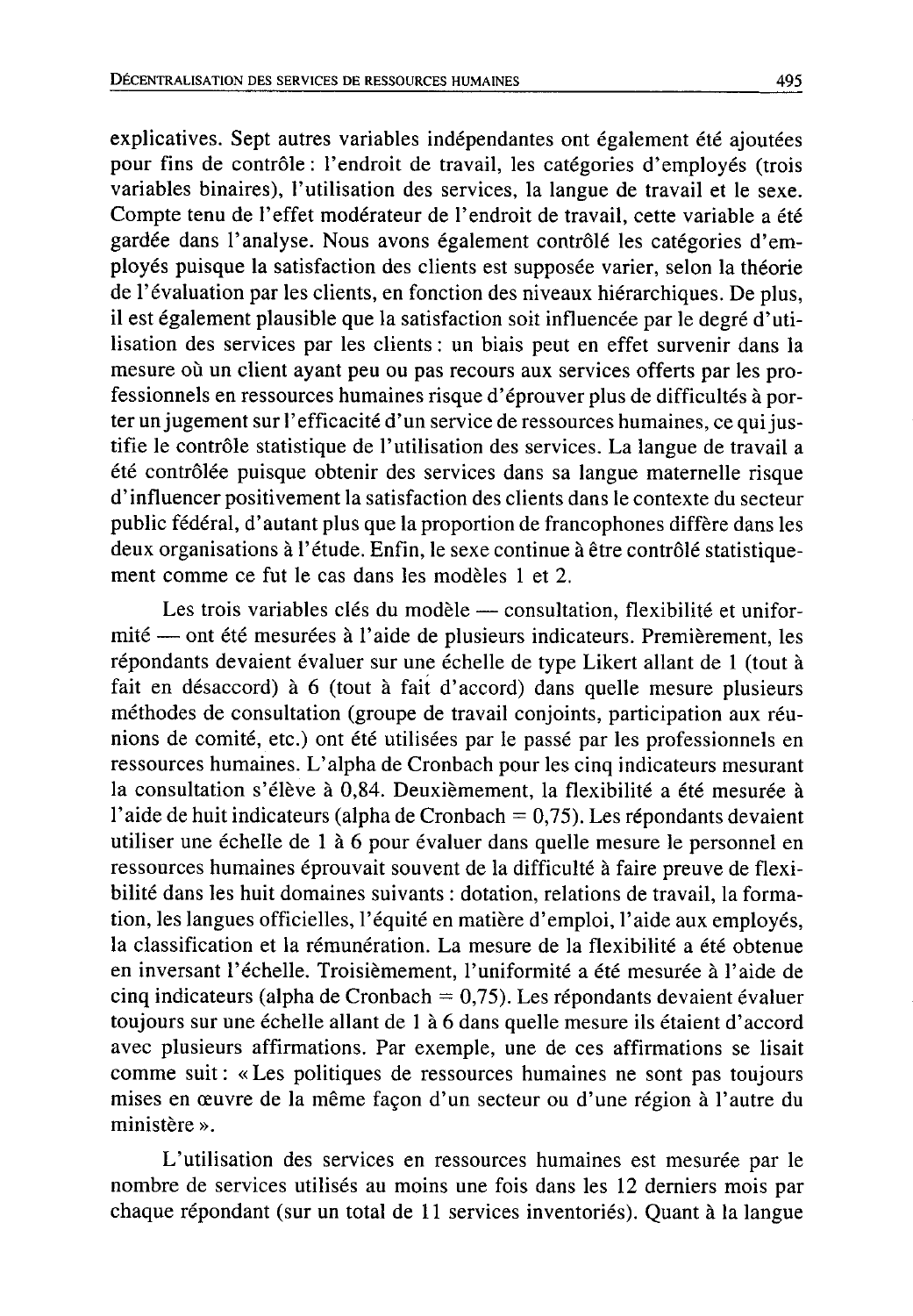explicatives. Sept autres variables indépendantes ont également été ajoutées pour fins de contrôle : l'endroit de travail, les catégories d'employés (trois variables binaires), l'utilisation des services, la langue de travail et le sexe. Compte tenu de l'effet modérateur de l'endroit de travail, cette variable a été gardée dans l'analyse. Nous avons également contrôlé les catégories d'employés puisque la satisfaction des clients est supposée varier, selon la théorie de l'évaluation par les clients, en fonction des niveaux hiérarchiques. De plus, il est également plausible que la satisfaction soit influencée par le degré d'utilisation des services par les clients : un biais peut en effet survenir dans la mesure où un client ayant peu ou pas recours aux services offerts par les professionnels en ressources humaines risque d'éprouver plus de difficultés à porter un jugement sur l'efficacité d'un service de ressources humaines, ce qui justifie le contrôle statistique de l'utilisation des services. La langue de travail a été contrôlée puisque obtenir des services dans sa langue maternelle risque d'influencer positivement la satisfaction des clients dans le contexte du secteur public fédéral, d'autant plus que la proportion de francophones diffère dans les deux organisations à l'étude. Enfin, le sexe continue à être contrôlé statistiquement comme ce fut le cas dans les modèles 1 et 2.

Les trois variables clés du modèle — consultation, flexibilité et uniformité — ont été mesurées à l'aide de plusieurs indicateurs. Premièrement, les répondants devaient évaluer sur une échelle de type Likert allant de 1 (tout à fait en désaccord) à 6 (tout à fait d'accord) dans quelle mesure plusieurs méthodes de consultation (groupe de travail conjoints, participation aux réunions de comité, etc.) ont été utilisées par le passé par les professionnels en ressources humaines. L'alpha de Cronbach pour les cinq indicateurs mesurant la consultation s'élève à 0,84. Deuxièmement, la flexibilité a été mesurée à l'aide de huit indicateurs (alpha de Cronbach = 0,75). Les répondants devaient utiliser une échelle de 1 à 6 pour évaluer dans quelle mesure le personnel en ressources humaines éprouvait souvent de la difficulté à faire preuve de flexibilité dans les huit domaines suivants : dotation, relations de travail, la formation, les langues officielles, l'équité en matière d'emploi, l'aide aux employés, la classification et la rémunération. La mesure de la flexibilité a été obtenue en inversant l'échelle. Troisièmement, l'uniformité a été mesurée à l'aide de cinq indicateurs (alpha de Cronbach = 0,75). Les répondants devaient évaluer toujours sur une échelle allant de 1 à 6 dans quelle mesure ils étaient d'accord avec plusieurs affirmations. Par exemple, une de ces affirmations se lisait comme suit : « Les politiques de ressources humaines ne sont pas toujours mises en œuvre de la même façon d'un secteur ou d'une région à l'autre du ministère ».

L'utilisation des services en ressources humaines est mesurée par le nombre de services utilisés au moins une fois dans les 12 derniers mois par chaque répondant (sur un total de 11 services inventoriés). Quant à la langue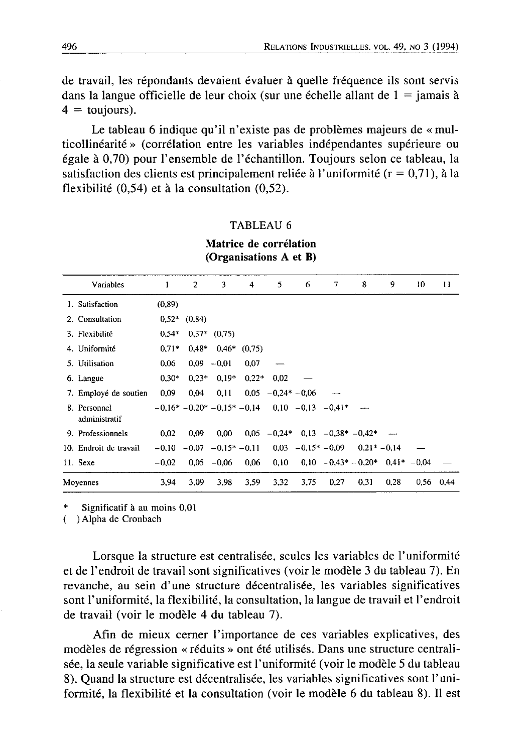de travail, les répondants devaient évaluer à quelle fréquence ils sont servis dans la langue officielle de leur choix (sur une échelle allant de 1 = jamais à 4 = toujours).

Le tableau 6 indique qu'il n'existe pas de problèmes majeurs de « multicollinéarité » (corrélation entre les variables indépendantes supérieure ou égale à 0,70) pour l'ensemble de l'échantillon. Toujours selon ce tableau, la satisfaction des clients est principalement reliée à l'uniformité (r = 0,71), à la flexibilité (0,54) et à la consultation (0,52).

TABLEAU 6

**Matrice de corrélation (Organisations A et B)**

| Variables | 1 | 2 | 3 | 4 | 5 | 6 | 7 | 8 | 9 | 10 | 11 |
|---|---|---|---|---|---|---|---|---|---|---|---|
| 1. Satisfaction | (0,89) | | | | | | | | | | |
| 2. Consultation | 0,52* | (0,84) | | | | | | | | | |
| 3. Flexibilité | 0,54* | 0,37* | (0,75) | | | | | | | | |
| 4. Uniformité | 0,71* | 0,48* | 0,46* | (0,75) | | | | | | | |
| 5. Utilisation | 0,06 | 0,09 | −0,01 | 0,07 | — | | | | | | |
| 6. Langue | 0,30* | 0,23* | 0,19* | 0,22* | 0,02 | — | | | | | |
| 7. Employé de soutien | 0,09 | 0,04 | 0,11 | 0,05 | −0,24* | −0,06 | — | | | | |
| 8. Personnel administratif | −0,16* | −0,20* | −0,15* | −0,14 | 0,10 | −0,13 | −0,41* | — | | | |
| 9. Professionnels | 0,02 | 0,09 | 0,00 | 0,05 | −0,24* | 0,13 | −0,38* | −0,42* | — | | |
| 10. Endroit de travail | −0,10 | −0,07 | −0,15* | −0,11 | 0,03 | −0,15* | −0,09 | 0,21* | −0,14 | — | |
| 11. Sexe | −0,02 | 0,05 | −0,06 | 0,06 | 0,10 | 0,10 | −0,43* | −0,20* | 0,41* | −0,04 | — |
| Moyennes | 3,94 | 3,09 | 3,98 | 3,59 | 3,32 | 3,75 | 0,27 | 0,31 | 0,28 | 0,56 | 0,44 |

\* Significatif à au moins 0,01

( ) Alpha de Cronbach

Lorsque la structure est centralisée, seules les variables de l'uniformité et de l'endroit de travail sont significatives (voir le modèle 3 du tableau 7). En revanche, au sein d'une structure décentralisée, les variables significatives sont l'uniformité, la flexibilité, la consultation, la langue de travail et l'endroit de travail (voir le modèle 4 du tableau 7).

Afin de mieux cerner l'importance de ces variables explicatives, des modèles de régression « réduits » ont été utilisés. Dans une structure centralisée, la seule variable significative est l'uniformité (voir le modèle 5 du tableau 8). Quand la structure est décentralisée, les variables significatives sont l'uniformité, la flexibilité et la consultation (voir le modèle 6 du tableau 8). Il est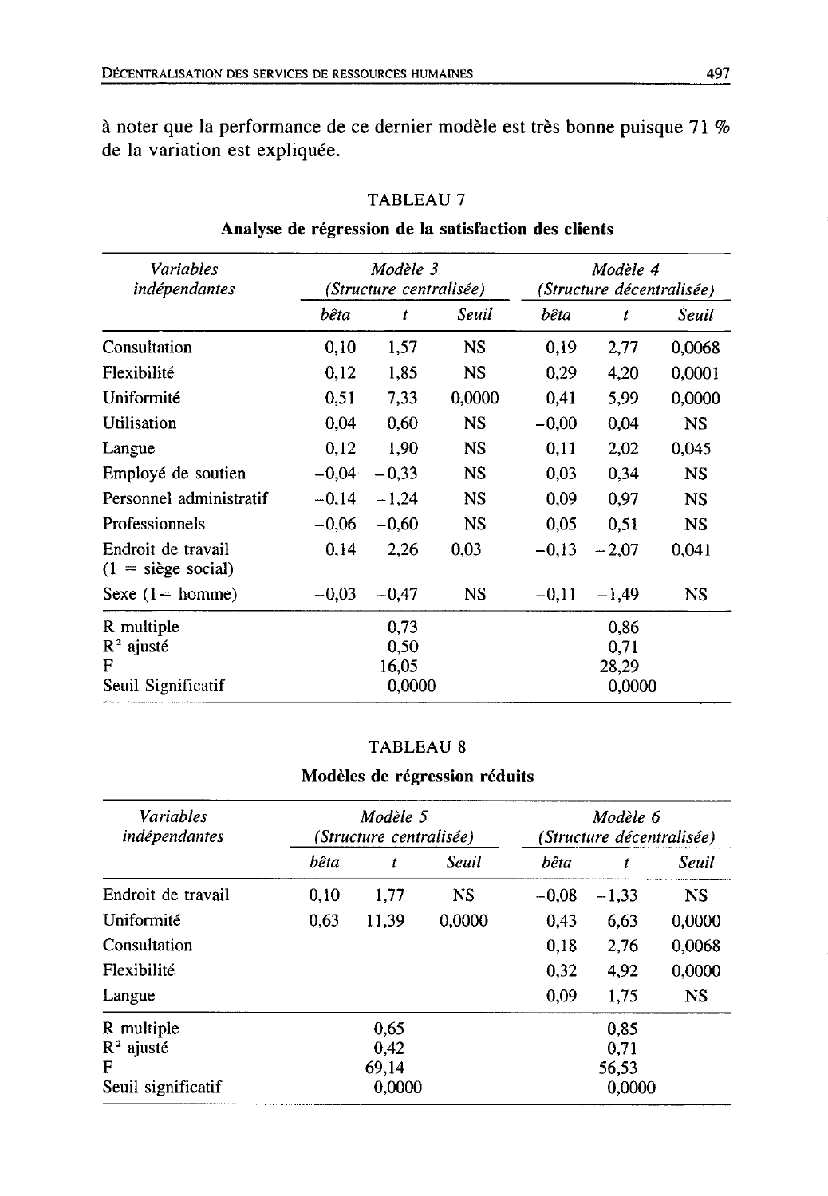à noter que la performance de ce dernier modèle est très bonne puisque 71 % de la variation est expliquée.

TABLEAU 7

**Analyse de régression de la satisfaction des clients**

| *Variables indépendantes* | *Modèle 3 (Structure centralisée)* | | | *Modèle 4 (Structure décentralisée)* | | |
|---|---|---|---|---|---|---|
| | *bêta* | *t* | *Seuil* | *bêta* | *t* | *Seuil* |
| Consultation | 0,10 | 1,57 | NS | 0,19 | 2,77 | 0,0068 |
| Flexibilité | 0,12 | 1,85 | NS | 0,29 | 4,20 | 0,0001 |
| Uniformité | 0,51 | 7,33 | 0,0000 | 0,41 | 5,99 | 0,0000 |
| Utilisation | 0,04 | 0,60 | NS | −0,00 | 0,04 | NS |
| Langue | 0,12 | 1,90 | NS | 0,11 | 2,02 | 0,045 |
| Employé de soutien | −0,04 | −0,33 | NS | 0,03 | 0,34 | NS |
| Personnel administratif | −0,14 | −1,24 | NS | 0,09 | 0,97 | NS |
| Professionnels | −0,06 | −0,60 | NS | 0,05 | 0,51 | NS |
| Endroit de travail (1 = siège social) | 0,14 | 2,26 | 0,03 | −0,13 | −2,07 | 0,041 |
| Sexe (1 = homme) | −0,03 | −0,47 | NS | −0,11 | −1,49 | NS |
| R multiple | | 0,73 | | | 0,86 | |
| $R^2$ ajusté | | 0,50 | | | 0,71 | |
| F | | 16,05 | | | 28,29 | |
| Seuil Significatif | | 0,0000 | | | 0,0000 | |

TABLEAU 8

**Modèles de régression réduits**

| *Variables indépendantes* | *Modèle 5 (Structure centralisée)* | | | *Modèle 6 (Structure décentralisée)* | | |
|---|---|---|---|---|---|---|
| | *bêta* | *t* | *Seuil* | *bêta* | *t* | *Seuil* |
| Endroit de travail | 0,10 | 1,77 | NS | −0,08 | −1,33 | NS |
| Uniformité | 0,63 | 11,39 | 0,0000 | 0,43 | 6,63 | 0,0000 |
| Consultation | | | | 0,18 | 2,76 | 0,0068 |
| Flexibilité | | | | 0,32 | 4,92 | 0,0000 |
| Langue | | | | 0,09 | 1,75 | NS |
| R multiple | | 0,65 | | | 0,85 | |
| $R^2$ ajusté | | 0,42 | | | 0,71 | |
| F | | 69,14 | | | 56,53 | |
| Seuil significatif | | 0,0000 | | | 0,0000 | |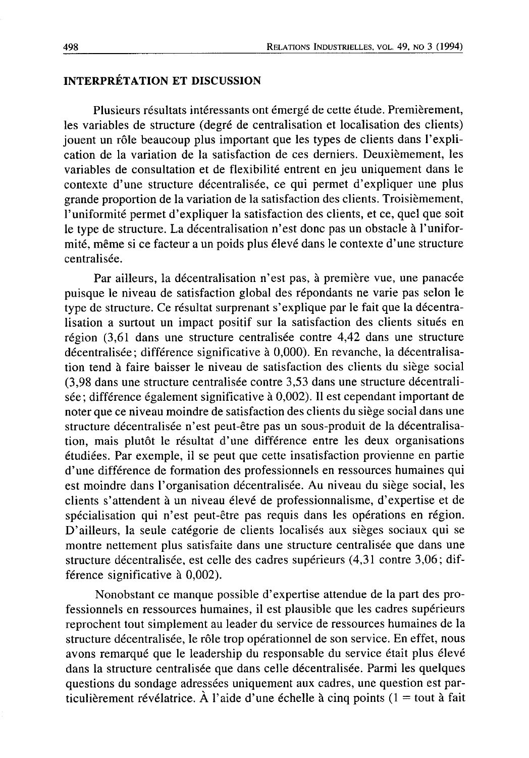## INTERPRÉTATION ET DISCUSSION

Plusieurs résultats intéressants ont émergé de cette étude. Premièrement, les variables de structure (degré de centralisation et localisation des clients) jouent un rôle beaucoup plus important que les types de clients dans l'explication de la variation de la satisfaction de ces derniers. Deuxièmement, les variables de consultation et de flexibilité entrent en jeu uniquement dans le contexte d'une structure décentralisée, ce qui permet d'expliquer une plus grande proportion de la variation de la satisfaction des clients. Troisièmement, l'uniformité permet d'expliquer la satisfaction des clients, et ce, quel que soit le type de structure. La décentralisation n'est donc pas un obstacle à l'uniformité, même si ce facteur a un poids plus élevé dans le contexte d'une structure centralisée.

Par ailleurs, la décentralisation n'est pas, à première vue, une panacée puisque le niveau de satisfaction global des répondants ne varie pas selon le type de structure. Ce résultat surprenant s'explique par le fait que la décentralisation a surtout un impact positif sur la satisfaction des clients situés en région (3,61 dans une structure centralisée contre 4,42 dans une structure décentralisée; différence significative à 0,000). En revanche, la décentralisation tend à faire baisser le niveau de satisfaction des clients du siège social (3,98 dans une structure centralisée contre 3,53 dans une structure décentralisée; différence également significative à 0,002). Il est cependant important de noter que ce niveau moindre de satisfaction des clients du siège social dans une structure décentralisée n'est peut-être pas un sous-produit de la décentralisation, mais plutôt le résultat d'une différence entre les deux organisations étudiées. Par exemple, il se peut que cette insatisfaction provienne en partie d'une différence de formation des professionnels en ressources humaines qui est moindre dans l'organisation décentralisée. Au niveau du siège social, les clients s'attendent à un niveau élevé de professionnalisme, d'expertise et de spécialisation qui n'est peut-être pas requis dans les opérations en région. D'ailleurs, la seule catégorie de clients localisés aux sièges sociaux qui se montre nettement plus satisfaite dans une structure centralisée que dans une structure décentralisée, est celle des cadres supérieurs (4,31 contre 3,06; différence significative à 0,002).

Nonobstant ce manque possible d'expertise attendue de la part des professionnels en ressources humaines, il est plausible que les cadres supérieurs reprochent tout simplement au leader du service de ressources humaines de la structure décentralisée, le rôle trop opérationnel de son service. En effet, nous avons remarqué que le leadership du responsable du service était plus élevé dans la structure centralisée que dans celle décentralisée. Parmi les quelques questions du sondage adressées uniquement aux cadres, une question est particulièrement révélatrice. À l'aide d'une échelle à cinq points (1 = tout à fait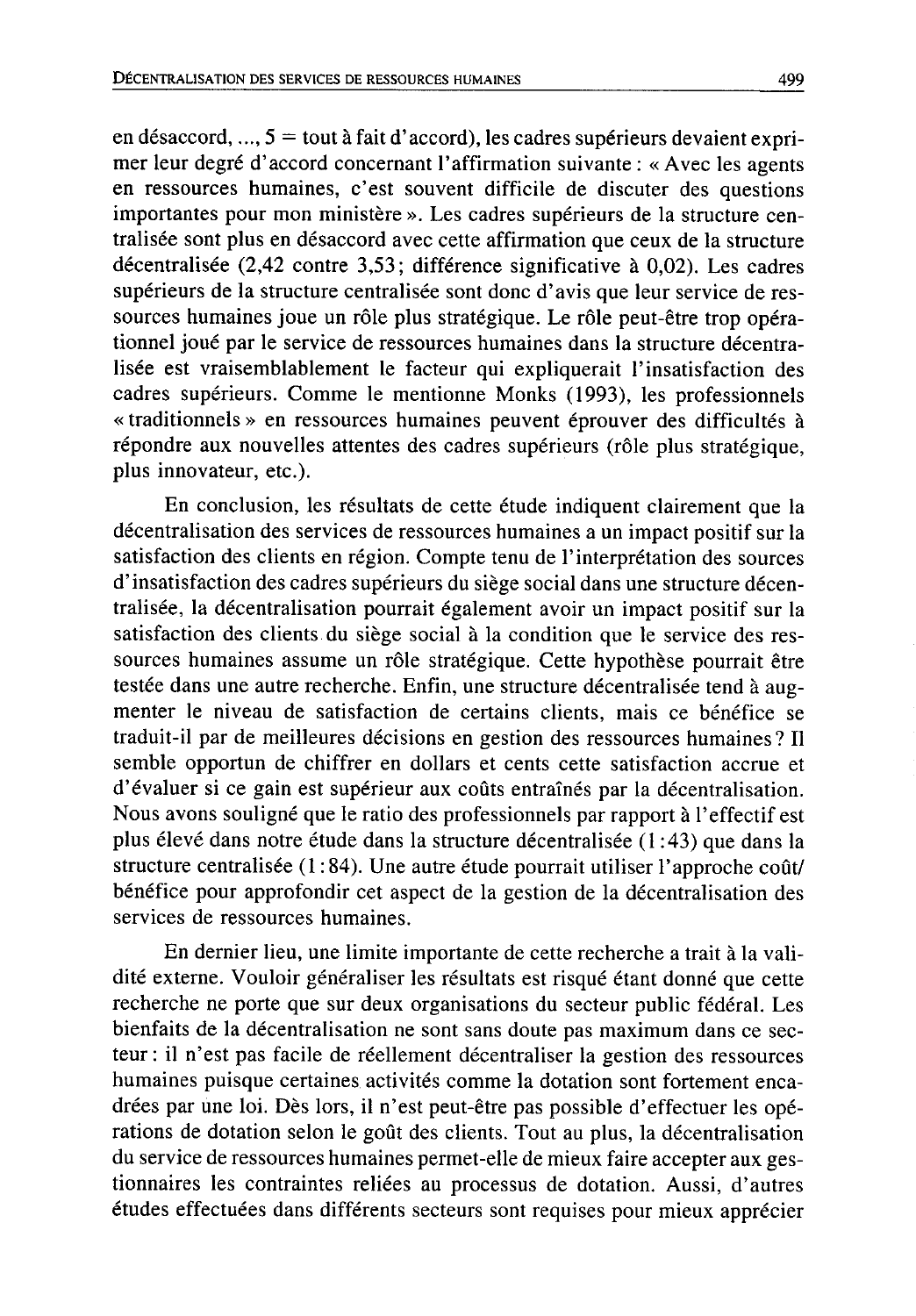en désaccord, ..., 5 = tout à fait d'accord), les cadres supérieurs devaient exprimer leur degré d'accord concernant l'affirmation suivante : « Avec les agents en ressources humaines, c'est souvent difficile de discuter des questions importantes pour mon ministère ». Les cadres supérieurs de la structure centralisée sont plus en désaccord avec cette affirmation que ceux de la structure décentralisée (2,42 contre 3,53; différence significative à 0,02). Les cadres supérieurs de la structure centralisée sont donc d'avis que leur service de ressources humaines joue un rôle plus stratégique. Le rôle peut-être trop opérationnel joué par le service de ressources humaines dans la structure décentralisée est vraisemblablement le facteur qui expliquerait l'insatisfaction des cadres supérieurs. Comme le mentionne Monks (1993), les professionnels « traditionnels » en ressources humaines peuvent éprouver des difficultés à répondre aux nouvelles attentes des cadres supérieurs (rôle plus stratégique, plus innovateur, etc.).

En conclusion, les résultats de cette étude indiquent clairement que la décentralisation des services de ressources humaines a un impact positif sur la satisfaction des clients en région. Compte tenu de l'interprétation des sources d'insatisfaction des cadres supérieurs du siège social dans une structure décentralisée, la décentralisation pourrait également avoir un impact positif sur la satisfaction des clients du siège social à la condition que le service des ressources humaines assume un rôle stratégique. Cette hypothèse pourrait être testée dans une autre recherche. Enfin, une structure décentralisée tend à augmenter le niveau de satisfaction de certains clients, mais ce bénéfice se traduit-il par de meilleures décisions en gestion des ressources humaines ? Il semble opportun de chiffrer en dollars et cents cette satisfaction accrue et d'évaluer si ce gain est supérieur aux coûts entraînés par la décentralisation. Nous avons souligné que le ratio des professionnels par rapport à l'effectif est plus élevé dans notre étude dans la structure décentralisée (1:43) que dans la structure centralisée (1:84). Une autre étude pourrait utiliser l'approche coût/bénéfice pour approfondir cet aspect de la gestion de la décentralisation des services de ressources humaines.

En dernier lieu, une limite importante de cette recherche a trait à la validité externe. Vouloir généraliser les résultats est risqué étant donné que cette recherche ne porte que sur deux organisations du secteur public fédéral. Les bienfaits de la décentralisation ne sont sans doute pas maximum dans ce secteur : il n'est pas facile de réellement décentraliser la gestion des ressources humaines puisque certaines activités comme la dotation sont fortement encadrées par une loi. Dès lors, il n'est peut-être pas possible d'effectuer les opérations de dotation selon le goût des clients. Tout au plus, la décentralisation du service de ressources humaines permet-elle de mieux faire accepter aux gestionnaires les contraintes reliées au processus de dotation. Aussi, d'autres études effectuées dans différents secteurs sont requises pour mieux apprécier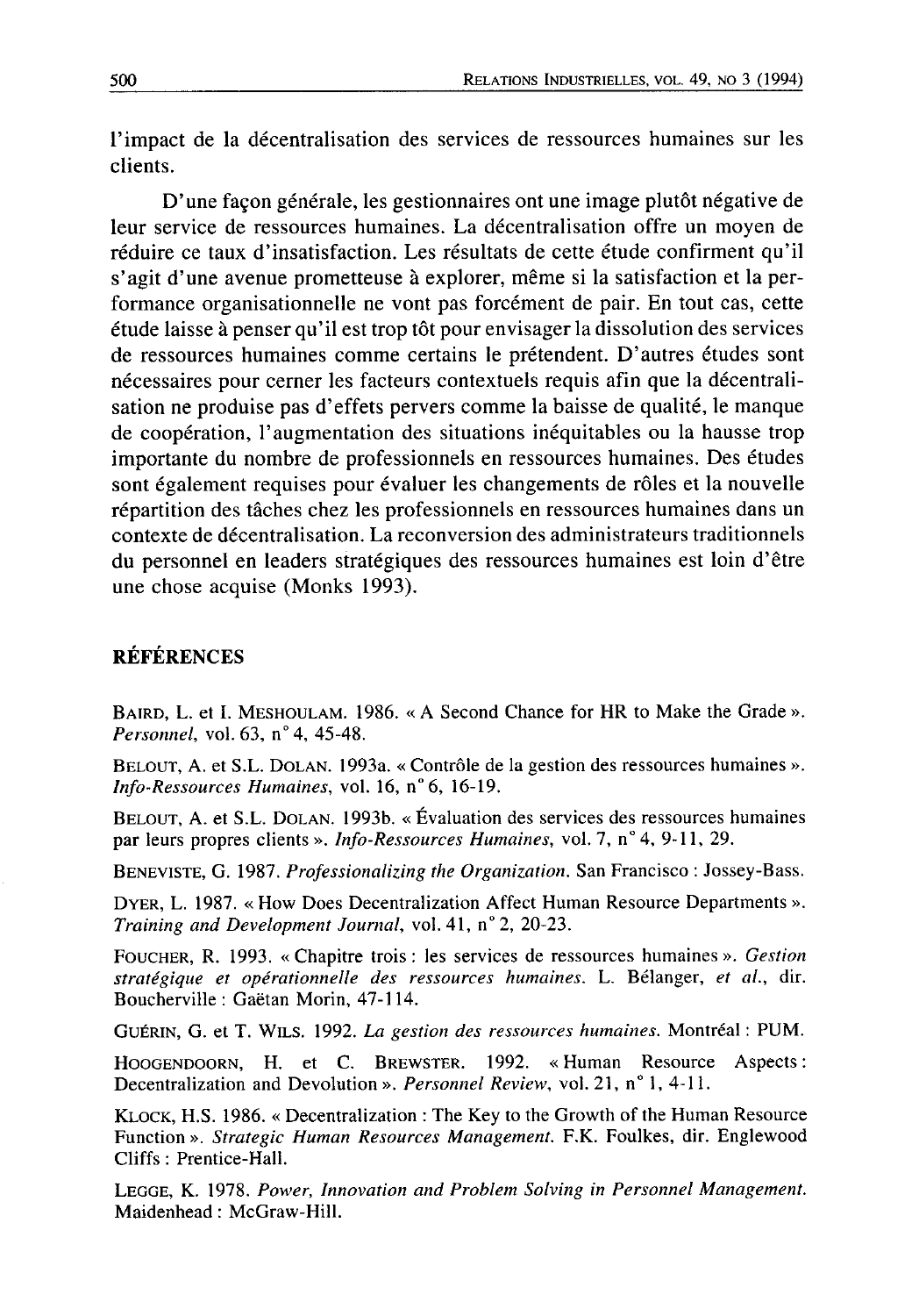l'impact de la décentralisation des services de ressources humaines sur les clients.

D'une façon générale, les gestionnaires ont une image plutôt négative de leur service de ressources humaines. La décentralisation offre un moyen de réduire ce taux d'insatisfaction. Les résultats de cette étude confirment qu'il s'agit d'une avenue prometteuse à explorer, même si la satisfaction et la performance organisationnelle ne vont pas forcément de pair. En tout cas, cette étude laisse à penser qu'il est trop tôt pour envisager la dissolution des services de ressources humaines comme certains le prétendent. D'autres études sont nécessaires pour cerner les facteurs contextuels requis afin que la décentralisation ne produise pas d'effets pervers comme la baisse de qualité, le manque de coopération, l'augmentation des situations inéquitables ou la hausse trop importante du nombre de professionnels en ressources humaines. Des études sont également requises pour évaluer les changements de rôles et la nouvelle répartition des tâches chez les professionnels en ressources humaines dans un contexte de décentralisation. La reconversion des administrateurs traditionnels du personnel en leaders stratégiques des ressources humaines est loin d'être une chose acquise (Monks 1993).

## RÉFÉRENCES

BAIRD, L. et I. MESHOULAM. 1986. « A Second Chance for HR to Make the Grade ». *Personnel*, vol. 63, n° 4, 45-48.

BELOUT, A. et S.L. DOLAN. 1993a. « Contrôle de la gestion des ressources humaines ». *Info-Ressources Humaines*, vol. 16, n° 6, 16-19.

BELOUT, A. et S.L. DOLAN. 1993b. « Évaluation des services des ressources humaines par leurs propres clients ». *Info-Ressources Humaines*, vol. 7, n° 4, 9-11, 29.

BENEVISTE, G. 1987. *Professionalizing the Organization*. San Francisco : Jossey-Bass.

DYER, L. 1987. « How Does Decentralization Affect Human Resource Departments ». *Training and Development Journal*, vol. 41, n° 2, 20-23.

FOUCHER, R. 1993. « Chapitre trois : les services de ressources humaines ». *Gestion stratégique et opérationnelle des ressources humaines*. L. Bélanger, *et al.*, dir. Boucherville : Gaëtan Morin, 47-114.

GUÉRIN, G. et T. WILS. 1992. *La gestion des ressources humaines*. Montréal : PUM.

HOOGENDOORN, H. et C. BREWSTER. 1992. « Human Resource Aspects : Decentralization and Devolution ». *Personnel Review*, vol. 21, n° 1, 4-11.

KLOCK, H.S. 1986. « Decentralization : The Key to the Growth of the Human Resource Function ». *Strategic Human Resources Management*. F.K. Foulkes, dir. Englewood Cliffs : Prentice-Hall.

LEGGE, K. 1978. *Power, Innovation and Problem Solving in Personnel Management*. Maidenhead : McGraw-Hill.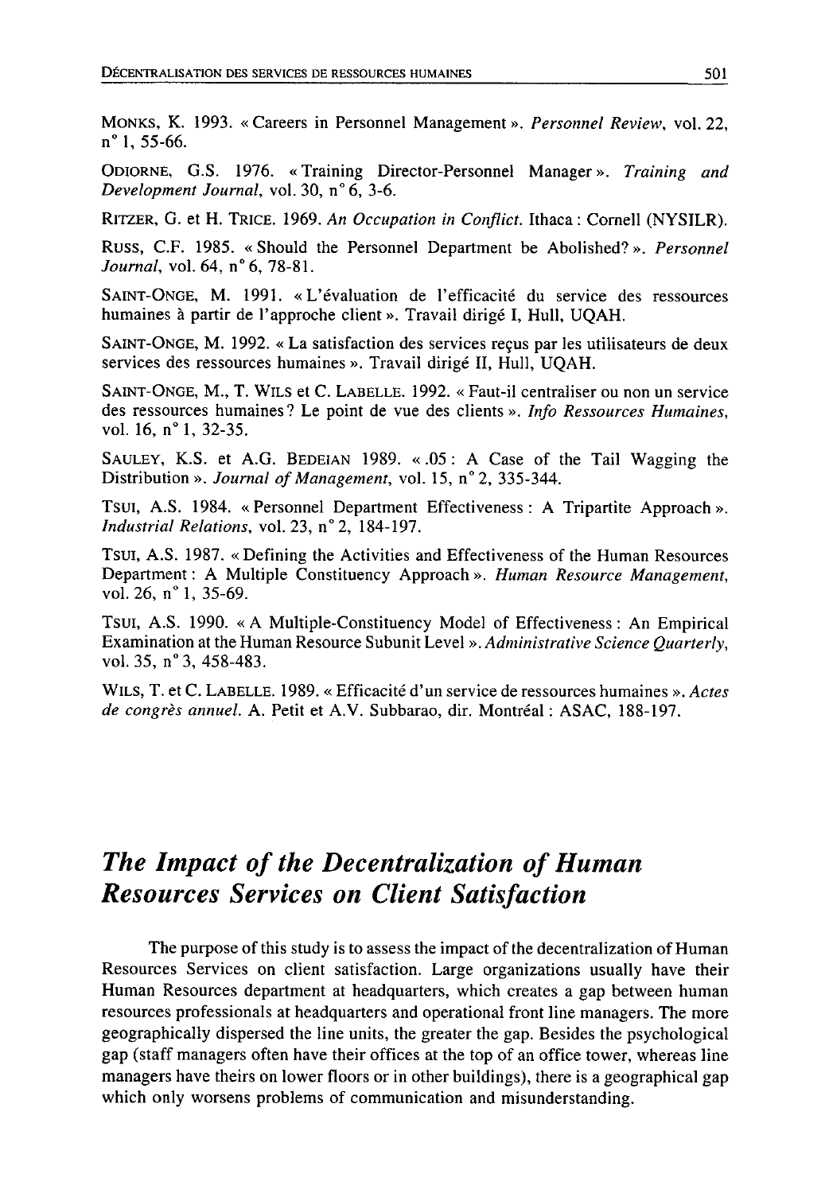MONKS, K. 1993. « Careers in Personnel Management ». *Personnel Review*, vol. 22, n° 1, 55-66.

ODIORNE, G.S. 1976. « Training Director-Personnel Manager ». *Training and Development Journal*, vol. 30, n° 6, 3-6.

RITZER, G. et H. TRICE. 1969. *An Occupation in Conflict*. Ithaca : Cornell (NYSILR).

RUSS, C.F. 1985. « Should the Personnel Department be Abolished? ». *Personnel Journal*, vol. 64, n° 6, 78-81.

SAINT-ONGE, M. 1991. « L'évaluation de l'efficacité du service des ressources humaines à partir de l'approche client ». Travail dirigé I, Hull, UQAH.

SAINT-ONGE, M. 1992. « La satisfaction des services reçus par les utilisateurs de deux services des ressources humaines ». Travail dirigé II, Hull, UQAH.

SAINT-ONGE, M., T. WILS et C. LABELLE. 1992. « Faut-il centraliser ou non un service des ressources humaines? Le point de vue des clients ». *Info Ressources Humaines*, vol. 16, n° 1, 32-35.

SAULEY, K.S. et A.G. BEDEIAN 1989. « .05 : A Case of the Tail Wagging the Distribution ». *Journal of Management*, vol. 15, n° 2, 335-344.

TSUI, A.S. 1984. « Personnel Department Effectiveness : A Tripartite Approach ». *Industrial Relations*, vol. 23, n° 2, 184-197.

TSUI, A.S. 1987. « Defining the Activities and Effectiveness of the Human Resources Department : A Multiple Constituency Approach ». *Human Resource Management*, vol. 26, n° 1, 35-69.

TSUI, A.S. 1990. « A Multiple-Constituency Model of Effectiveness : An Empirical Examination at the Human Resource Subunit Level ». *Administrative Science Quarterly*, vol. 35, n° 3, 458-483.

WILS, T. et C. LABELLE. 1989. « Efficacité d'un service de ressources humaines ». *Actes de congrès annuel*. A. Petit et A.V. Subbarao, dir. Montréal : ASAC, 188-197.

# *The Impact of the Decentralization of Human Resources Services on Client Satisfaction*

The purpose of this study is to assess the impact of the decentralization of Human Resources Services on client satisfaction. Large organizations usually have their Human Resources department at headquarters, which creates a gap between human resources professionals at headquarters and operational front line managers. The more geographically dispersed the line units, the greater the gap. Besides the psychological gap (staff managers often have their offices at the top of an office tower, whereas line managers have theirs on lower floors or in other buildings), there is a geographical gap which only worsens problems of communication and misunderstanding.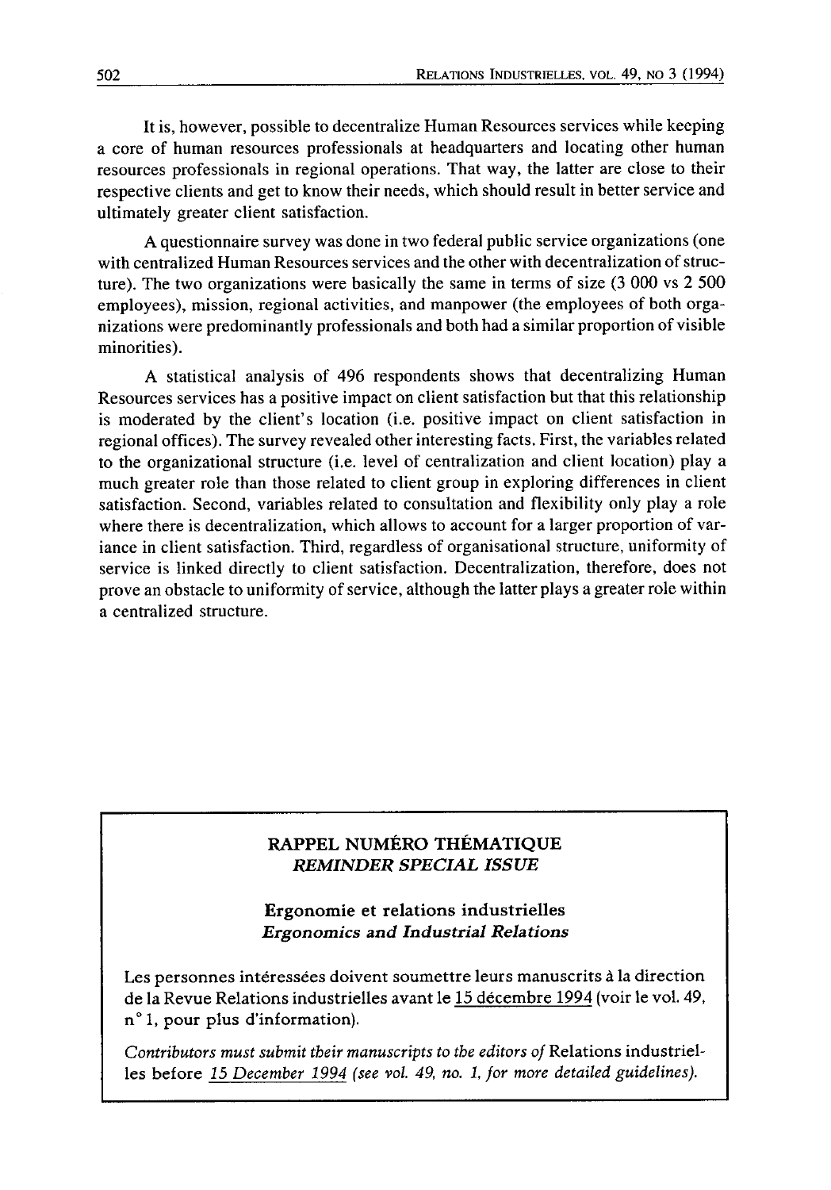It is, however, possible to decentralize Human Resources services while keeping a core of human resources professionals at headquarters and locating other human resources professionals in regional operations. That way, the latter are close to their respective clients and get to know their needs, which should result in better service and ultimately greater client satisfaction.

A questionnaire survey was done in two federal public service organizations (one with centralized Human Resources services and the other with decentralization of structure). The two organizations were basically the same in terms of size (3 000 vs 2 500 employees), mission, regional activities, and manpower (the employees of both organizations were predominantly professionals and both had a similar proportion of visible minorities).

A statistical analysis of 496 respondents shows that decentralizing Human Resources services has a positive impact on client satisfaction but that this relationship is moderated by the client's location (i.e. positive impact on client satisfaction in regional offices). The survey revealed other interesting facts. First, the variables related to the organizational structure (i.e. level of centralization and client location) play a much greater role than those related to client group in exploring differences in client satisfaction. Second, variables related to consultation and flexibility only play a role where there is decentralization, which allows to account for a larger proportion of variance in client satisfaction. Third, regardless of organisational structure, uniformity of service is linked directly to client satisfaction. Decentralization, therefore, does not prove an obstacle to uniformity of service, although the latter plays a greater role within a centralized structure.

**RAPPEL NUMÉRO THÉMATIQUE**
***REMINDER SPECIAL ISSUE***

**Ergonomie et relations industrielles**
***Ergonomics and Industrial Relations***

Les personnes intéressées doivent soumettre leurs manuscrits à la direction de la Revue Relations industrielles avant le 15 décembre 1994 (voir le vol. 49, n° 1, pour plus d'information).

*Contributors must submit their manuscripts to the editors of* Relations industrielles *before 15 December 1994 (see vol. 49, no. 1, for more detailed guidelines).*